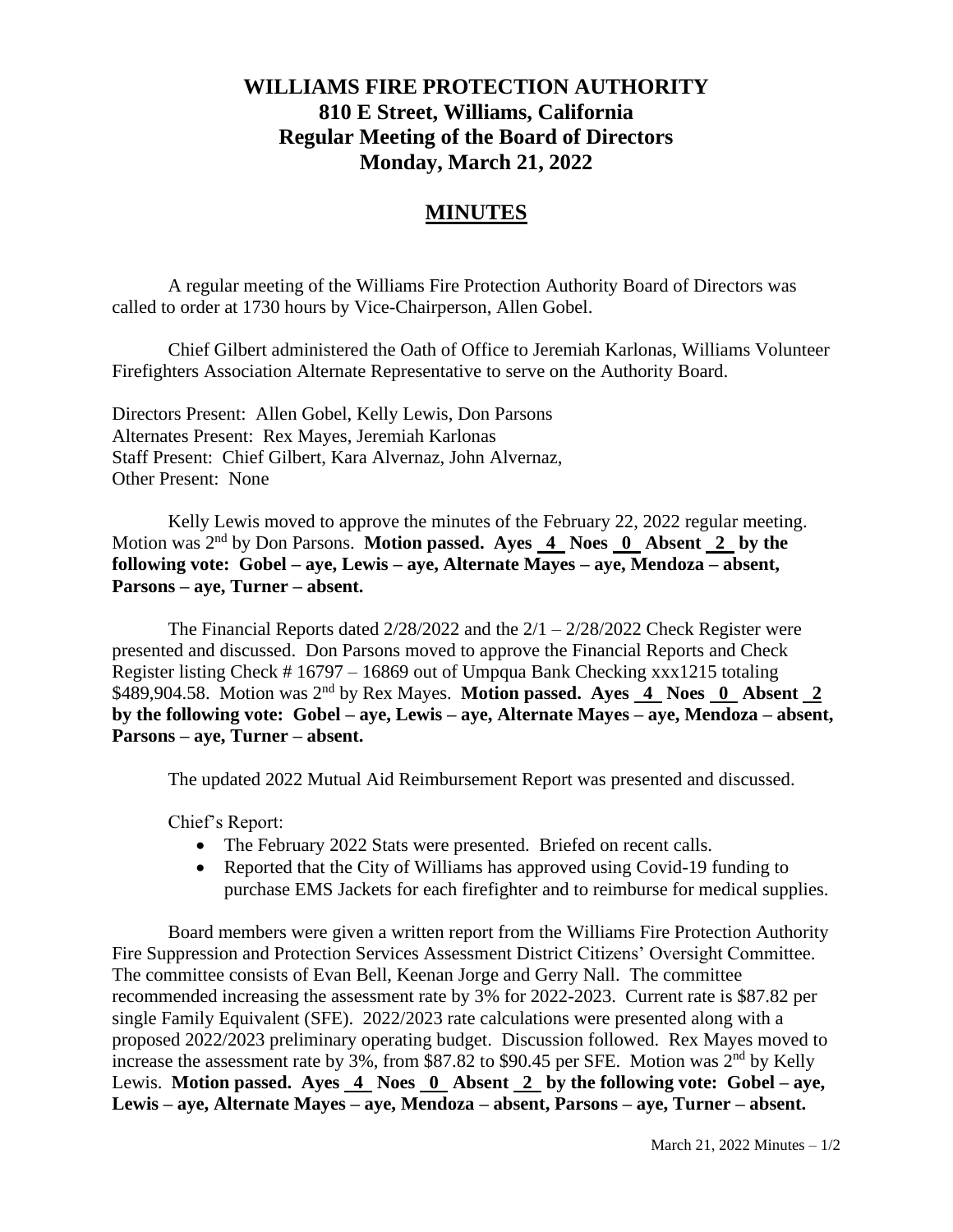# WILLIAMS FIRE PROTECTION AUTHORITY
## 810 E Street, Williams, California
## Regular Meeting of the Board of Directors
## Monday, March 21, 2022

## MINUTES

A regular meeting of the Williams Fire Protection Authority Board of Directors was called to order at 1730 hours by Vice-Chairperson, Allen Gobel.

Chief Gilbert administered the Oath of Office to Jeremiah Karlonas, Williams Volunteer Firefighters Association Alternate Representative to serve on the Authority Board.

Directors Present: Allen Gobel, Kelly Lewis, Don Parsons
Alternates Present: Rex Mayes, Jeremiah Karlonas
Staff Present: Chief Gilbert, Kara Alvernaz, John Alvernaz,
Other Present: None

Kelly Lewis moved to approve the minutes of the February 22, 2022 regular meeting. Motion was 2nd by Don Parsons. **Motion passed. Ayes 4 Noes 0 Absent 2 by the following vote: Gobel – aye, Lewis – aye, Alternate Mayes – aye, Mendoza – absent, Parsons – aye, Turner – absent.**

The Financial Reports dated 2/28/2022 and the 2/1 – 2/28/2022 Check Register were presented and discussed. Don Parsons moved to approve the Financial Reports and Check Register listing Check # 16797 – 16869 out of Umpqua Bank Checking xxx1215 totaling $489,904.58. Motion was 2nd by Rex Mayes. **Motion passed. Ayes 4 Noes 0 Absent 2 by the following vote: Gobel – aye, Lewis – aye, Alternate Mayes – aye, Mendoza – absent, Parsons – aye, Turner – absent.**

The updated 2022 Mutual Aid Reimbursement Report was presented and discussed.

Chief's Report:

- The February 2022 Stats were presented. Briefed on recent calls.
- Reported that the City of Williams has approved using Covid-19 funding to purchase EMS Jackets for each firefighter and to reimburse for medical supplies.

Board members were given a written report from the Williams Fire Protection Authority Fire Suppression and Protection Services Assessment District Citizens' Oversight Committee. The committee consists of Evan Bell, Keenan Jorge and Gerry Nall. The committee recommended increasing the assessment rate by 3% for 2022-2023. Current rate is $87.82 per single Family Equivalent (SFE). 2022/2023 rate calculations were presented along with a proposed 2022/2023 preliminary operating budget. Discussion followed. Rex Mayes moved to increase the assessment rate by 3%, from $87.82 to $90.45 per SFE. Motion was 2nd by Kelly Lewis. **Motion passed. Ayes 4 Noes 0 Absent 2 by the following vote: Gobel – aye, Lewis – aye, Alternate Mayes – aye, Mendoza – absent, Parsons – aye, Turner – absent.**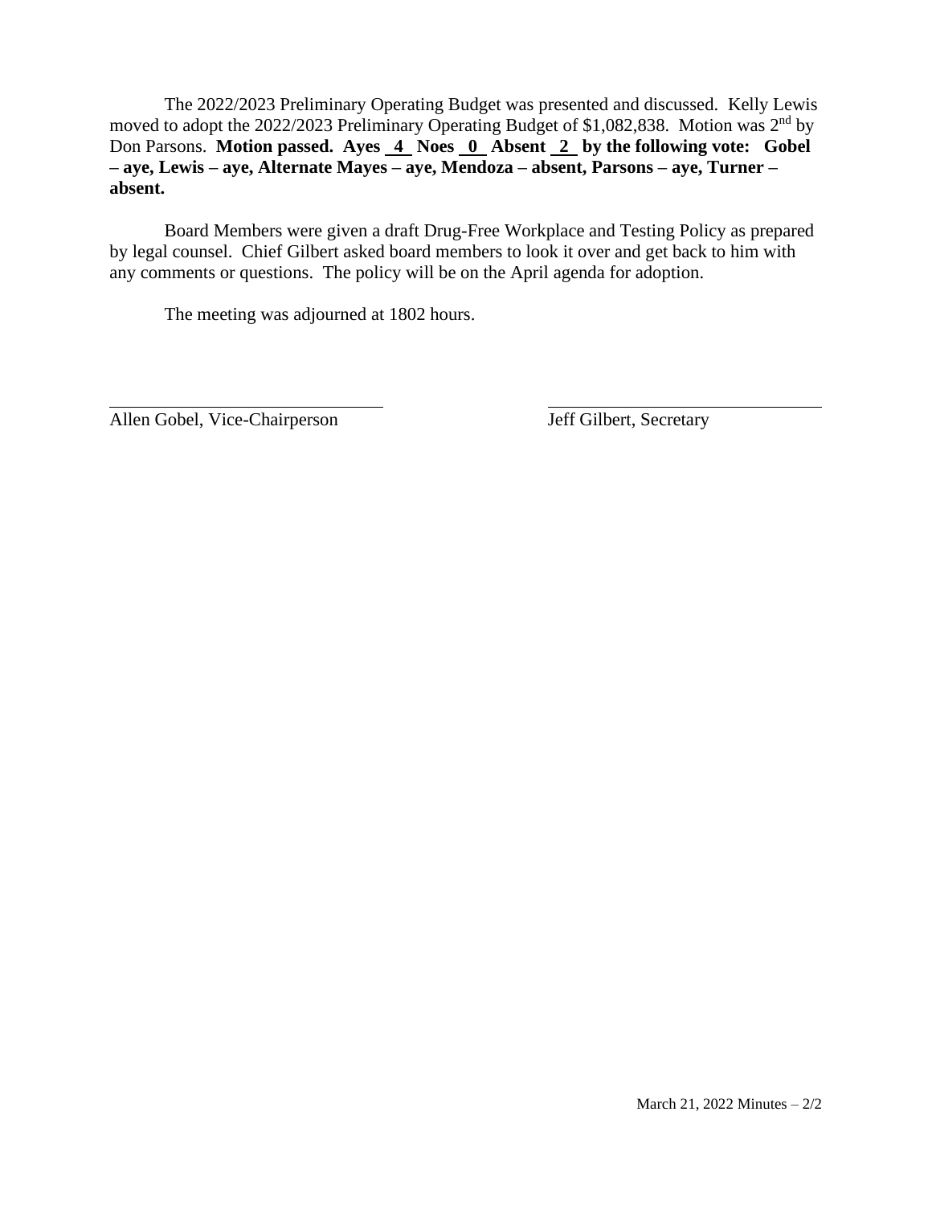The 2022/2023 Preliminary Operating Budget was presented and discussed. Kelly Lewis moved to adopt the 2022/2023 Preliminary Operating Budget of $1,082,838. Motion was 2nd by Don Parsons. **Motion passed. Ayes _4_ Noes _0_ Absent _2_ by the following vote: Gobel – aye, Lewis – aye, Alternate Mayes – aye, Mendoza – absent, Parsons – aye, Turner – absent.**

Board Members were given a draft Drug-Free Workplace and Testing Policy as prepared by legal counsel. Chief Gilbert asked board members to look it over and get back to him with any comments or questions. The policy will be on the April agenda for adoption.

The meeting was adjourned at 1802 hours.

Allen Gobel, Vice-Chairperson

Jeff Gilbert, Secretary